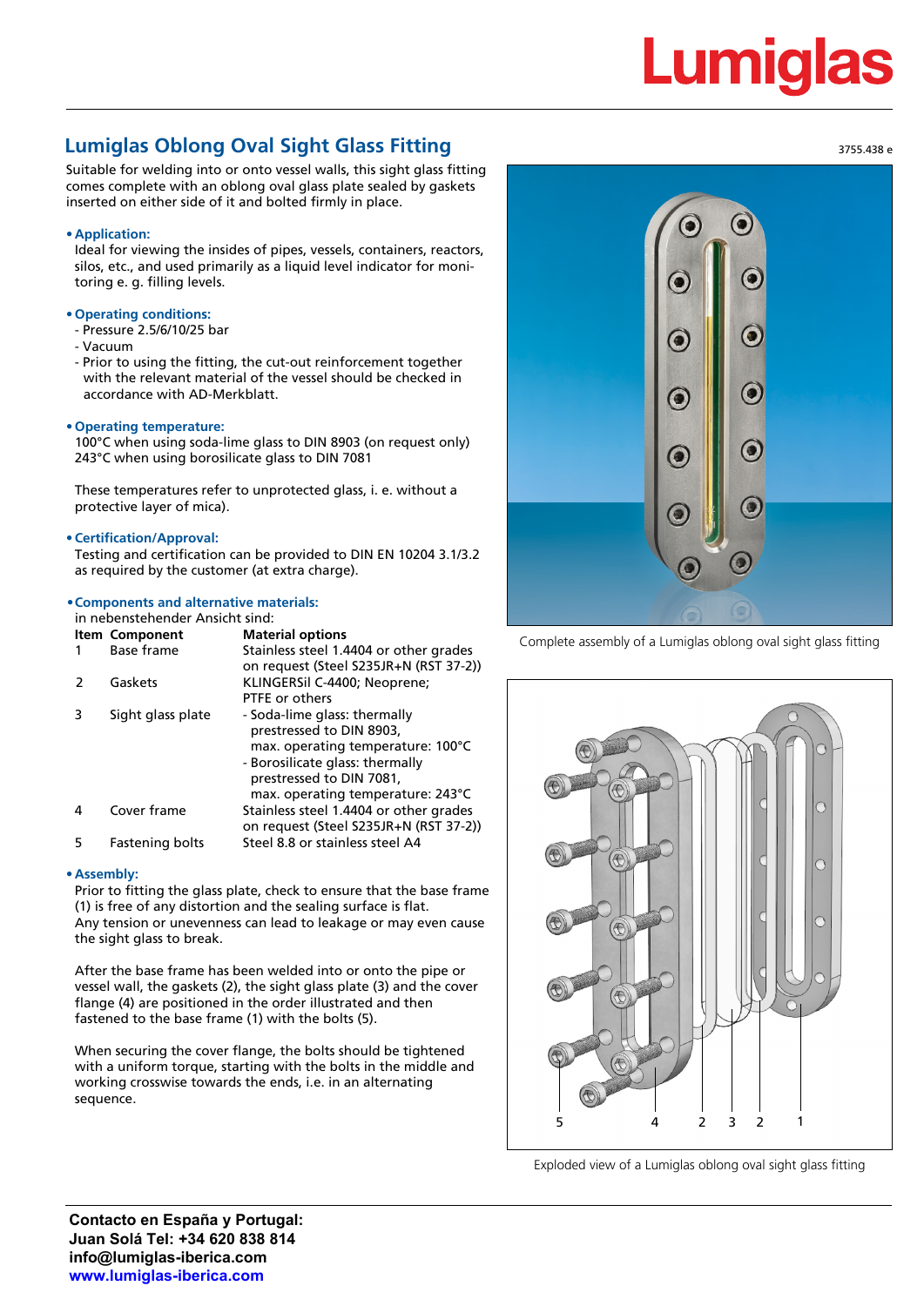Lumiglas

## Lumiglas Oblong Oval Sight Glass Fitting

3755.438 e

Suitable for welding into or onto vessel walls, this sight glass fitting comes complete with an oblong oval glass plate sealed by gaskets inserted on either side of it and bolted firmly in place.

- **Application:**
  Ideal for viewing the insides of pipes, vessels, containers, reactors, silos, etc., and used primarily as a liquid level indicator for monitoring e. g. filling levels.

- **Operating conditions:**
  - Pressure 2.5/6/10/25 bar
  - Vacuum
  - Prior to using the fitting, the cut-out reinforcement together with the relevant material of the vessel should be checked in accordance with AD-Merkblatt.

- **Operating temperature:**
  100°C when using soda-lime glass to DIN 8903 (on request only)
  243°C when using borosilicate glass to DIN 7081

  These temperatures refer to unprotected glass, i. e. without a protective layer of mica).

- **Certification/Approval:**
  Testing and certification can be provided to DIN EN 10204 3.1/3.2 as required by the customer (at extra charge).

- **Components and alternative materials:**
  in nebenstehender Ansicht sind:

| Item | Component | Material options |
|---|---|---|
| 1 | Base frame | Stainless steel 1.4404 or other grades on request (Steel S235JR+N (RST 37-2)) |
| 2 | Gaskets | KLINGERSil C-4400; Neoprene; PTFE or others |
| 3 | Sight glass plate | - Soda-lime glass: thermally prestressed to DIN 8903, max. operating temperature: 100°C<br>- Borosilicate glass: thermally prestressed to DIN 7081, max. operating temperature: 243°C |
| 4 | Cover frame | Stainless steel 1.4404 or other grades on request (Steel S235JR+N (RST 37-2)) |
| 5 | Fastening bolts | Steel 8.8 or stainless steel A4 |

- **Assembly:**
  Prior to fitting the glass plate, check to ensure that the base frame (1) is free of any distortion and the sealing surface is flat.
  Any tension or unevenness can lead to leakage or may even cause the sight glass to break.

  After the base frame has been welded into or onto the pipe or vessel wall, the gaskets (2), the sight glass plate (3) and the cover flange (4) are positioned in the order illustrated and then fastened to the base frame (1) with the bolts (5).

  When securing the cover flange, the bolts should be tightened with a uniform torque, starting with the bolts in the middle and working crosswise towards the ends, i.e. in an alternating sequence.

Complete assembly of a Lumiglas oblong oval sight glass fitting

Exploded view of a Lumiglas oblong oval sight glass fitting

**Contacto en España y Portugal:**
**Juan Solá Tel: +34 620 838 814**
**info@lumiglas-iberica.com**
**www.lumiglas-iberica.com**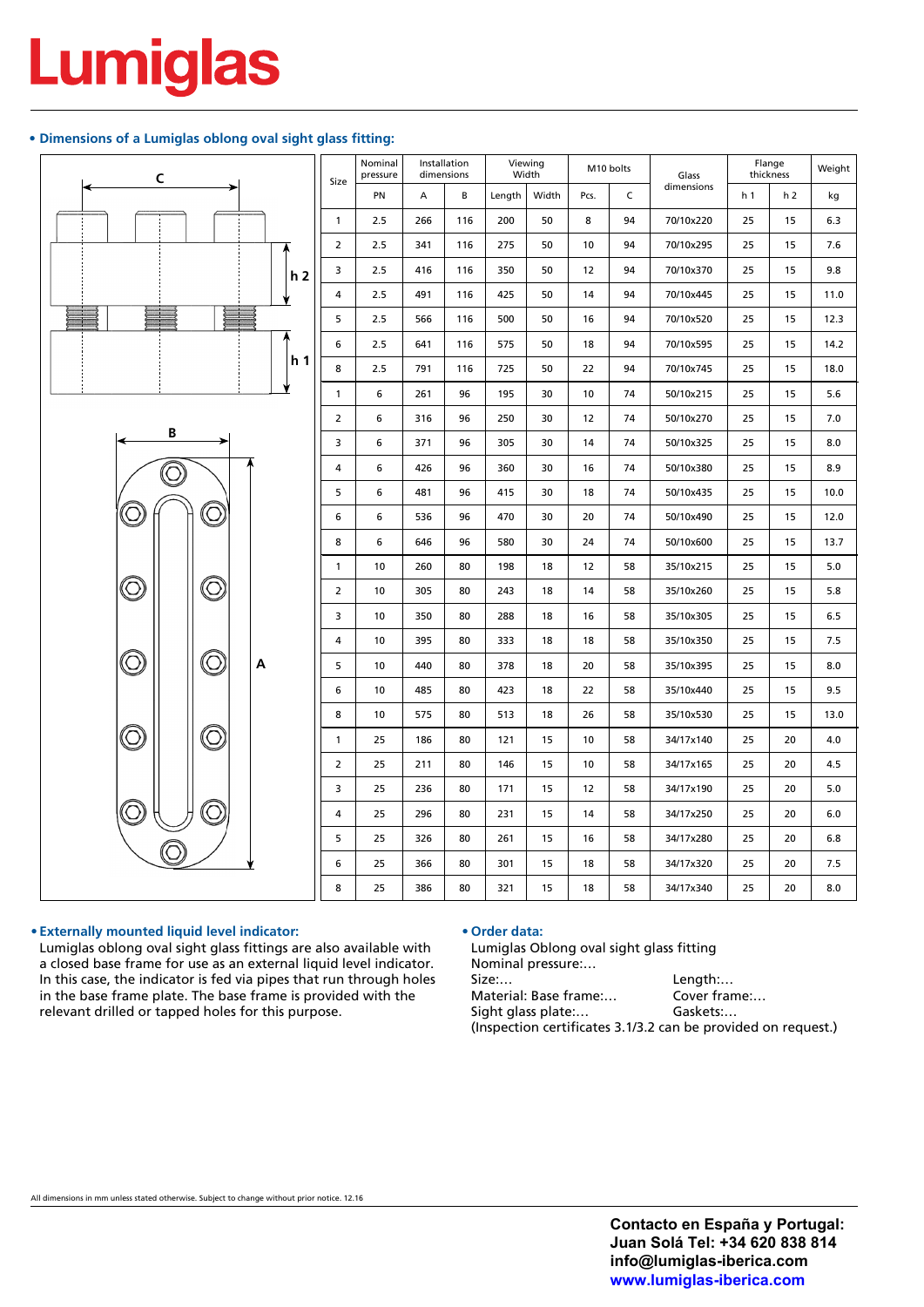# Lumiglas

**• Dimensions of a Lumiglas oblong oval sight glass fitting:**

C

h 2

h 1

B

A

| Size | Nominal pressure | Installation dimensions | | Viewing Width | | M10 bolts | | Glass dimensions | Flange thickness | | Weight |
|---|---|---|---|---|---|---|---|---|---|---|---|
| | PN | A | B | Length | Width | Pcs. | C | | h 1 | h 2 | kg |
| 1 | 2.5 | 266 | 116 | 200 | 50 | 8 | 94 | 70/10x220 | 25 | 15 | 6.3 |
| 2 | 2.5 | 341 | 116 | 275 | 50 | 10 | 94 | 70/10x295 | 25 | 15 | 7.6 |
| 3 | 2.5 | 416 | 116 | 350 | 50 | 12 | 94 | 70/10x370 | 25 | 15 | 9.8 |
| 4 | 2.5 | 491 | 116 | 425 | 50 | 14 | 94 | 70/10x445 | 25 | 15 | 11.0 |
| 5 | 2.5 | 566 | 116 | 500 | 50 | 16 | 94 | 70/10x520 | 25 | 15 | 12.3 |
| 6 | 2.5 | 641 | 116 | 575 | 50 | 18 | 94 | 70/10x595 | 25 | 15 | 14.2 |
| 8 | 2.5 | 791 | 116 | 725 | 50 | 22 | 94 | 70/10x745 | 25 | 15 | 18.0 |
| 1 | 6 | 261 | 96 | 195 | 30 | 10 | 74 | 50/10x215 | 25 | 15 | 5.6 |
| 2 | 6 | 316 | 96 | 250 | 30 | 12 | 74 | 50/10x270 | 25 | 15 | 7.0 |
| 3 | 6 | 371 | 96 | 305 | 30 | 14 | 74 | 50/10x325 | 25 | 15 | 8.0 |
| 4 | 6 | 426 | 96 | 360 | 30 | 16 | 74 | 50/10x380 | 25 | 15 | 8.9 |
| 5 | 6 | 481 | 96 | 415 | 30 | 18 | 74 | 50/10x435 | 25 | 15 | 10.0 |
| 6 | 6 | 536 | 96 | 470 | 30 | 20 | 74 | 50/10x490 | 25 | 15 | 12.0 |
| 8 | 6 | 646 | 96 | 580 | 30 | 24 | 74 | 50/10x600 | 25 | 15 | 13.7 |
| 1 | 10 | 260 | 80 | 198 | 18 | 12 | 58 | 35/10x215 | 25 | 15 | 5.0 |
| 2 | 10 | 305 | 80 | 243 | 18 | 14 | 58 | 35/10x260 | 25 | 15 | 5.8 |
| 3 | 10 | 350 | 80 | 288 | 18 | 16 | 58 | 35/10x305 | 25 | 15 | 6.5 |
| 4 | 10 | 395 | 80 | 333 | 18 | 18 | 58 | 35/10x350 | 25 | 15 | 7.5 |
| 5 | 10 | 440 | 80 | 378 | 18 | 20 | 58 | 35/10x395 | 25 | 15 | 8.0 |
| 6 | 10 | 485 | 80 | 423 | 18 | 22 | 58 | 35/10x440 | 25 | 15 | 9.5 |
| 8 | 10 | 575 | 80 | 513 | 18 | 26 | 58 | 35/10x530 | 25 | 15 | 13.0 |
| 1 | 25 | 186 | 80 | 121 | 15 | 10 | 58 | 34/17x140 | 25 | 20 | 4.0 |
| 2 | 25 | 211 | 80 | 146 | 15 | 10 | 58 | 34/17x165 | 25 | 20 | 4.5 |
| 3 | 25 | 236 | 80 | 171 | 15 | 12 | 58 | 34/17x190 | 25 | 20 | 5.0 |
| 4 | 25 | 296 | 80 | 231 | 15 | 14 | 58 | 34/17x250 | 25 | 20 | 6.0 |
| 5 | 25 | 326 | 80 | 261 | 15 | 16 | 58 | 34/17x280 | 25 | 20 | 6.8 |
| 6 | 25 | 366 | 80 | 301 | 15 | 18 | 58 | 34/17x320 | 25 | 20 | 7.5 |
| 8 | 25 | 386 | 80 | 321 | 15 | 18 | 58 | 34/17x340 | 25 | 20 | 8.0 |

**• Externally mounted liquid level indicator:**

Lumiglas oblong oval sight glass fittings are also available with a closed base frame for use as an external liquid level indicator. In this case, the indicator is fed via pipes that run through holes in the base frame plate. The base frame is provided with the relevant drilled or tapped holes for this purpose.

**• Order data:**

Lumiglas Oblong oval sight glass fitting
Nominal pressure:…
Size:… Length:…
Material: Base frame:… Cover frame:…
Sight glass plate:… Gaskets:…
(Inspection certificates 3.1/3.2 can be provided on request.)

All dimensions in mm unless stated otherwise. Subject to change without prior notice. 12.16

**Contacto en España y Portugal:**
**Juan Solá Tel: +34 620 838 814**
**info@lumiglas-iberica.com**
**www.lumiglas-iberica.com**